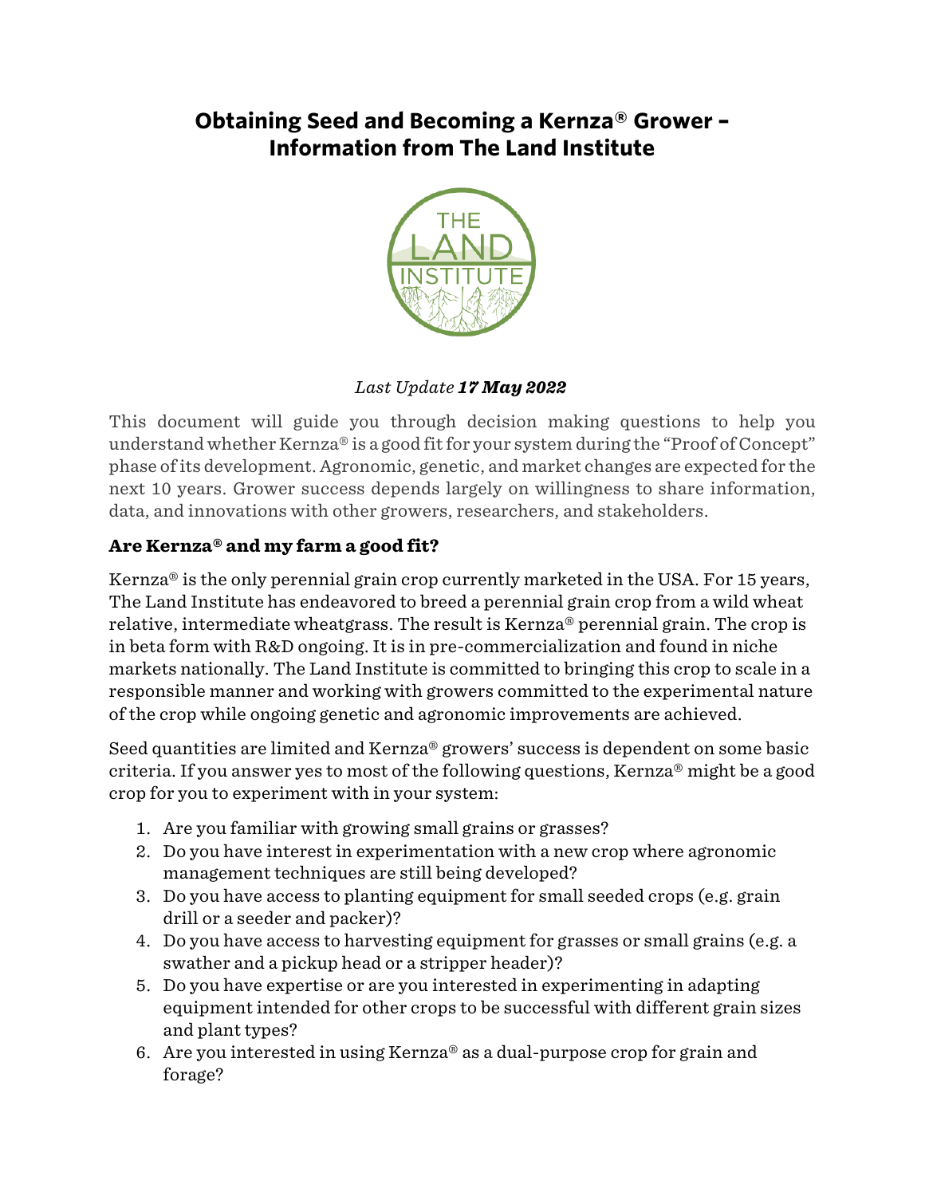# Obtaining Seed and Becoming a Kernza® Grower – Information from The Land Institute

*Last Update* ***17 May 2022***

This document will guide you through decision making questions to help you understand whether Kernza® is a good fit for your system during the "Proof of Concept" phase of its development. Agronomic, genetic, and market changes are expected for the next 10 years. Grower success depends largely on willingness to share information, data, and innovations with other growers, researchers, and stakeholders.

## Are Kernza® and my farm a good fit?

Kernza® is the only perennial grain crop currently marketed in the USA. For 15 years, The Land Institute has endeavored to breed a perennial grain crop from a wild wheat relative, intermediate wheatgrass. The result is Kernza® perennial grain. The crop is in beta form with R&D ongoing. It is in pre-commercialization and found in niche markets nationally. The Land Institute is committed to bringing this crop to scale in a responsible manner and working with growers committed to the experimental nature of the crop while ongoing genetic and agronomic improvements are achieved.

Seed quantities are limited and Kernza® growers' success is dependent on some basic criteria. If you answer yes to most of the following questions, Kernza® might be a good crop for you to experiment with in your system:

1. Are you familiar with growing small grains or grasses?
2. Do you have interest in experimentation with a new crop where agronomic management techniques are still being developed?
3. Do you have access to planting equipment for small seeded crops (e.g. grain drill or a seeder and packer)?
4. Do you have access to harvesting equipment for grasses or small grains (e.g. a swather and a pickup head or a stripper header)?
5. Do you have expertise or are you interested in experimenting in adapting equipment intended for other crops to be successful with different grain sizes and plant types?
6. Are you interested in using Kernza® as a dual-purpose crop for grain and forage?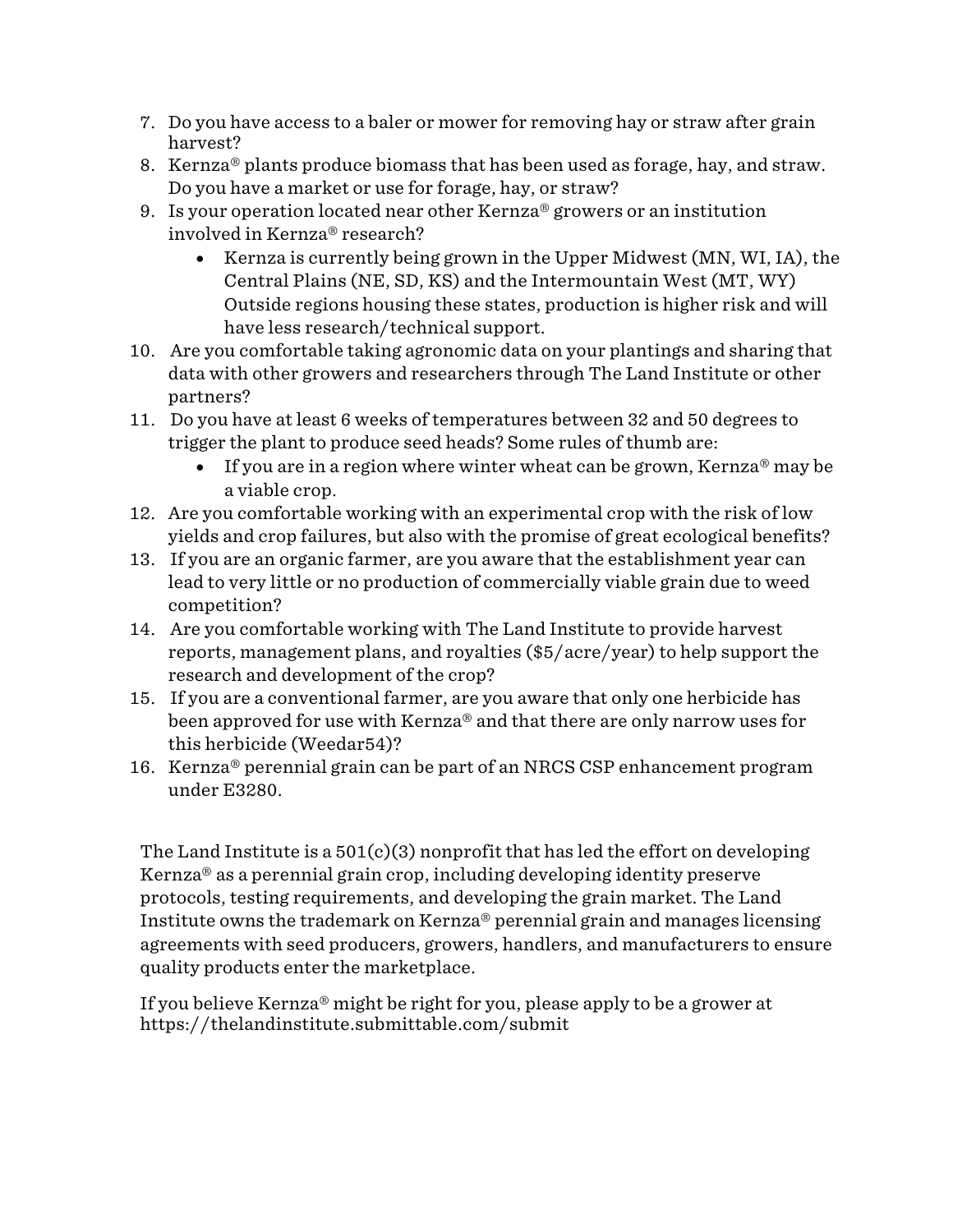7. Do you have access to a baler or mower for removing hay or straw after grain harvest?
8. Kernza® plants produce biomass that has been used as forage, hay, and straw. Do you have a market or use for forage, hay, or straw?
9. Is your operation located near other Kernza® growers or an institution involved in Kernza® research?
    - Kernza is currently being grown in the Upper Midwest (MN, WI, IA), the Central Plains (NE, SD, KS) and the Intermountain West (MT, WY) Outside regions housing these states, production is higher risk and will have less research/technical support.
10. Are you comfortable taking agronomic data on your plantings and sharing that data with other growers and researchers through The Land Institute or other partners?
11. Do you have at least 6 weeks of temperatures between 32 and 50 degrees to trigger the plant to produce seed heads? Some rules of thumb are:
    - If you are in a region where winter wheat can be grown, Kernza® may be a viable crop.
12. Are you comfortable working with an experimental crop with the risk of low yields and crop failures, but also with the promise of great ecological benefits?
13. If you are an organic farmer, are you aware that the establishment year can lead to very little or no production of commercially viable grain due to weed competition?
14. Are you comfortable working with The Land Institute to provide harvest reports, management plans, and royalties ($5/acre/year) to help support the research and development of the crop?
15. If you are a conventional farmer, are you aware that only one herbicide has been approved for use with Kernza® and that there are only narrow uses for this herbicide (Weedar54)?
16. Kernza® perennial grain can be part of an NRCS CSP enhancement program under E3280.

The Land Institute is a 501(c)(3) nonprofit that has led the effort on developing Kernza® as a perennial grain crop, including developing identity preserve protocols, testing requirements, and developing the grain market. The Land Institute owns the trademark on Kernza® perennial grain and manages licensing agreements with seed producers, growers, handlers, and manufacturers to ensure quality products enter the marketplace.

If you believe Kernza® might be right for you, please apply to be a grower at https://thelandinstitute.submittable.com/submit